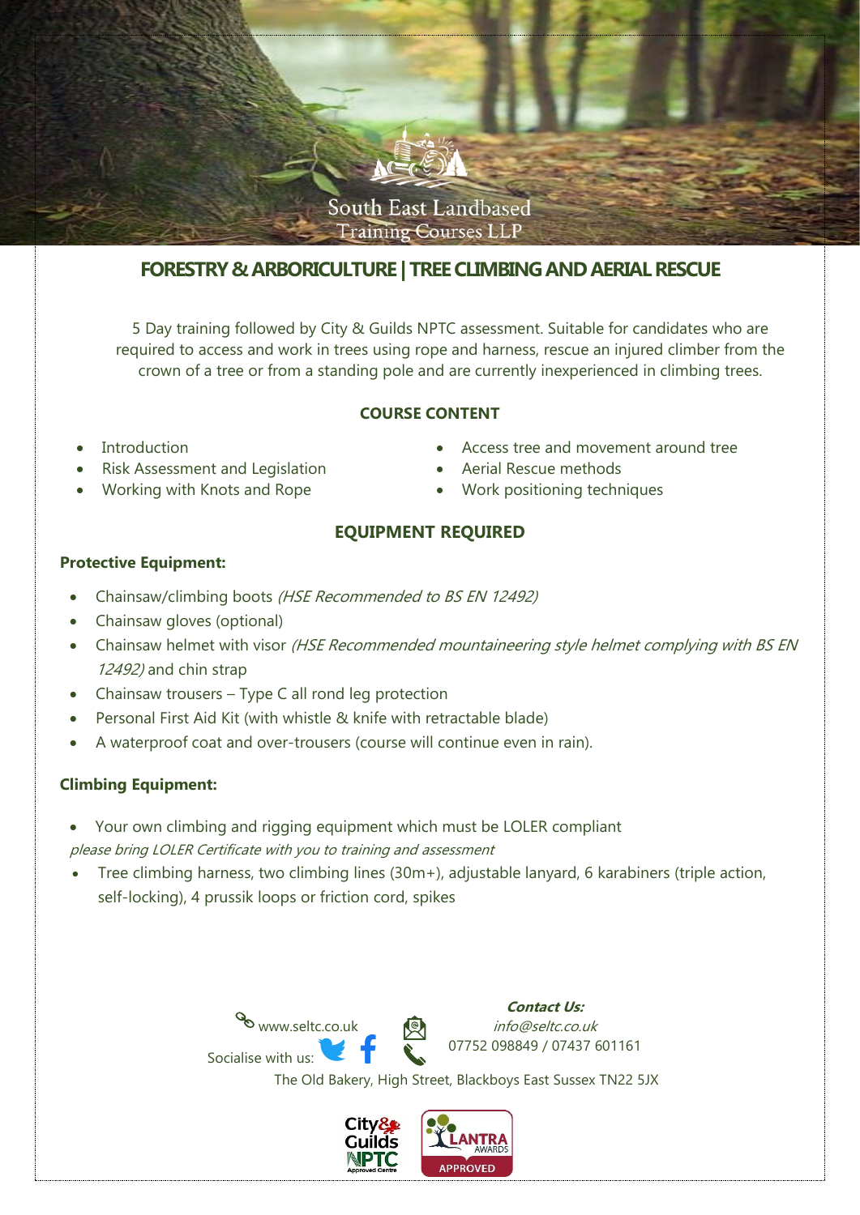South East Landbased Training Courses LLP

# FORESTRY & ARBORICULTURE | TREE CLIMBING AND AERIAL RESCUE

5 Day training followed by City & Guilds NPTC assessment. Suitable for candidates who are required to access and work in trees using rope and harness, rescue an injured climber from the crown of a tree or from a standing pole and are currently inexperienced in climbing trees.

## COURSE CONTENT

- Introduction
- Risk Assessment and Legislation
- Working with Knots and Rope
- Access tree and movement around tree
- Aerial Rescue methods
- Work positioning techniques

## EQUIPMENT REQUIRED

**Protective Equipment:**

- Chainsaw/climbing boots *(HSE Recommended to BS EN 12492)*
- Chainsaw gloves (optional)
- Chainsaw helmet with visor *(HSE Recommended mountaineering style helmet complying with BS EN 12492)* and chin strap
- Chainsaw trousers – Type C all rond leg protection
- Personal First Aid Kit (with whistle & knife with retractable blade)
- A waterproof coat and over-trousers (course will continue even in rain).

**Climbing Equipment:**

- Your own climbing and rigging equipment which must be LOLER compliant

*please bring LOLER Certificate with you to training and assessment*

- Tree climbing harness, two climbing lines (30m+), adjustable lanyard, 6 karabiners (triple action, self-locking), 4 prussik loops or friction cord, spikes

www.seltc.co.uk

Socialise with us:

***Contact Us:***

*info@seltc.co.uk*

07752 098849 / 07437 601161

The Old Bakery, High Street, Blackboys East Sussex TN22 5JX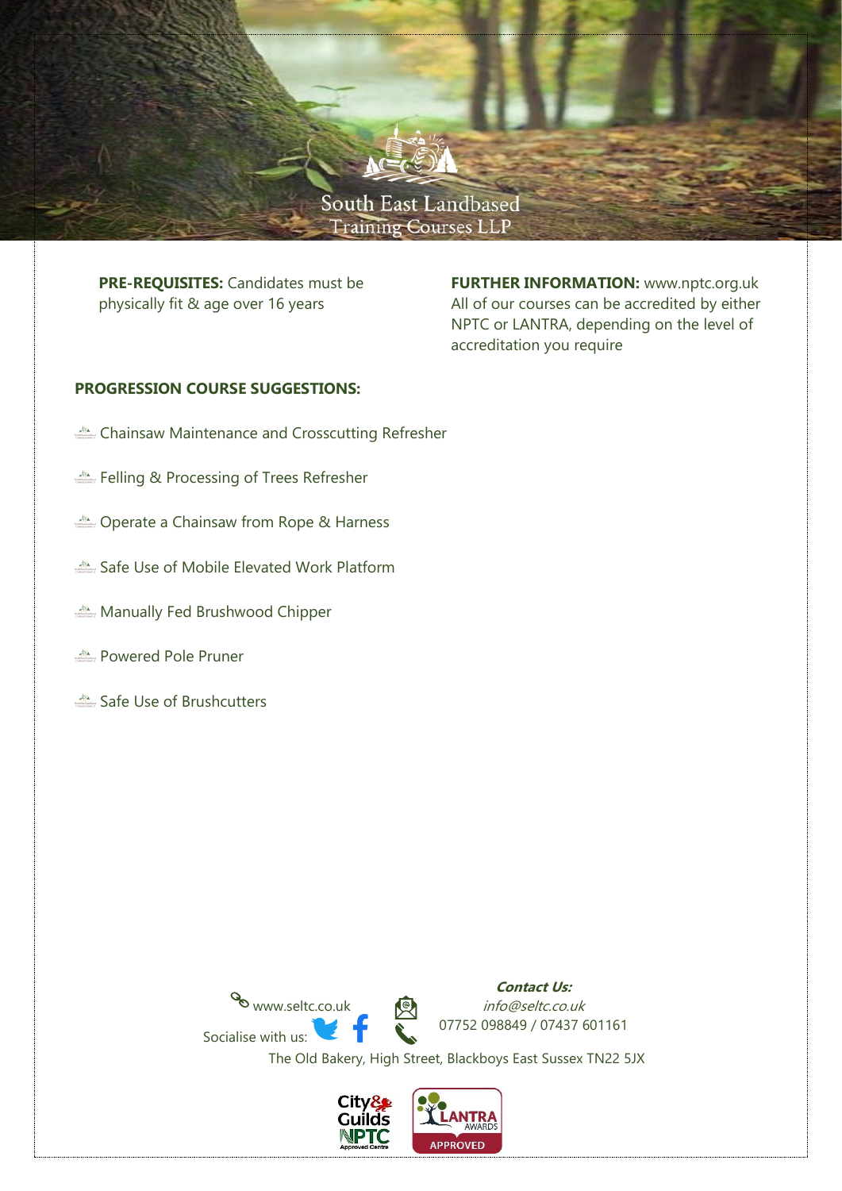South East Landbased
Training Courses LLP

**PRE-REQUISITES:** Candidates must be physically fit & age over 16 years

**FURTHER INFORMATION:** www.nptc.org.uk
All of our courses can be accredited by either NPTC or LANTRA, depending on the level of accreditation you require

**PROGRESSION COURSE SUGGESTIONS:**

- Chainsaw Maintenance and Crosscutting Refresher
- Felling & Processing of Trees Refresher
- Operate a Chainsaw from Rope & Harness
- Safe Use of Mobile Elevated Work Platform
- Manually Fed Brushwood Chipper
- Powered Pole Pruner
- Safe Use of Brushcutters

www.seltc.co.uk

Socialise with us:

***Contact Us:***
*info@seltc.co.uk*
07752 098849 / 07437 601161

The Old Bakery, High Street, Blackboys East Sussex TN22 5JX

City & Guilds NPTC Approved Centre

LANTRA AWARDS APPROVED